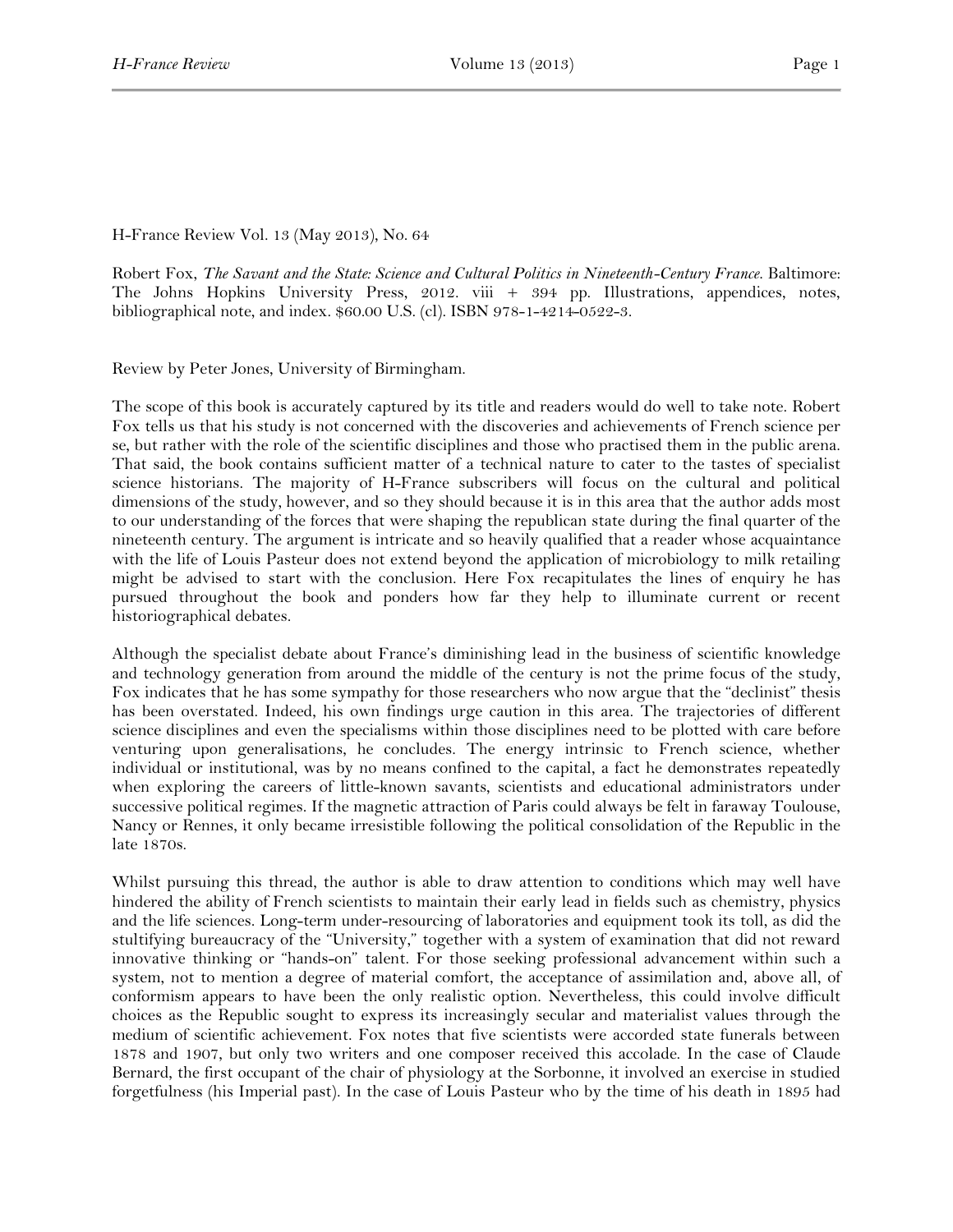H-France Review Vol. 13 (May 2013), No. 64

Robert Fox, *The Savant and the State: Science and Cultural Politics in Nineteenth-Century France.* Baltimore: The Johns Hopkins University Press, 2012. viii + 394 pp. Illustrations, appendices, notes, bibliographical note, and index. $60.00 U.S. (cl). ISBN 978-1-4214-0522-3.

Review by Peter Jones, University of Birmingham.

The scope of this book is accurately captured by its title and readers would do well to take note. Robert Fox tells us that his study is not concerned with the discoveries and achievements of French science per se, but rather with the role of the scientific disciplines and those who practised them in the public arena. That said, the book contains sufficient matter of a technical nature to cater to the tastes of specialist science historians. The majority of H-France subscribers will focus on the cultural and political dimensions of the study, however, and so they should because it is in this area that the author adds most to our understanding of the forces that were shaping the republican state during the final quarter of the nineteenth century. The argument is intricate and so heavily qualified that a reader whose acquaintance with the life of Louis Pasteur does not extend beyond the application of microbiology to milk retailing might be advised to start with the conclusion. Here Fox recapitulates the lines of enquiry he has pursued throughout the book and ponders how far they help to illuminate current or recent historiographical debates.

Although the specialist debate about France's diminishing lead in the business of scientific knowledge and technology generation from around the middle of the century is not the prime focus of the study, Fox indicates that he has some sympathy for those researchers who now argue that the "declinist" thesis has been overstated. Indeed, his own findings urge caution in this area. The trajectories of different science disciplines and even the specialisms within those disciplines need to be plotted with care before venturing upon generalisations, he concludes. The energy intrinsic to French science, whether individual or institutional, was by no means confined to the capital, a fact he demonstrates repeatedly when exploring the careers of little-known savants, scientists and educational administrators under successive political regimes. If the magnetic attraction of Paris could always be felt in faraway Toulouse, Nancy or Rennes, it only became irresistible following the political consolidation of the Republic in the late 1870s.

Whilst pursuing this thread, the author is able to draw attention to conditions which may well have hindered the ability of French scientists to maintain their early lead in fields such as chemistry, physics and the life sciences. Long-term under-resourcing of laboratories and equipment took its toll, as did the stultifying bureaucracy of the "University," together with a system of examination that did not reward innovative thinking or "hands-on" talent. For those seeking professional advancement within such a system, not to mention a degree of material comfort, the acceptance of assimilation and, above all, of conformism appears to have been the only realistic option. Nevertheless, this could involve difficult choices as the Republic sought to express its increasingly secular and materialist values through the medium of scientific achievement. Fox notes that five scientists were accorded state funerals between 1878 and 1907, but only two writers and one composer received this accolade. In the case of Claude Bernard, the first occupant of the chair of physiology at the Sorbonne, it involved an exercise in studied forgetfulness (his Imperial past). In the case of Louis Pasteur who by the time of his death in 1895 had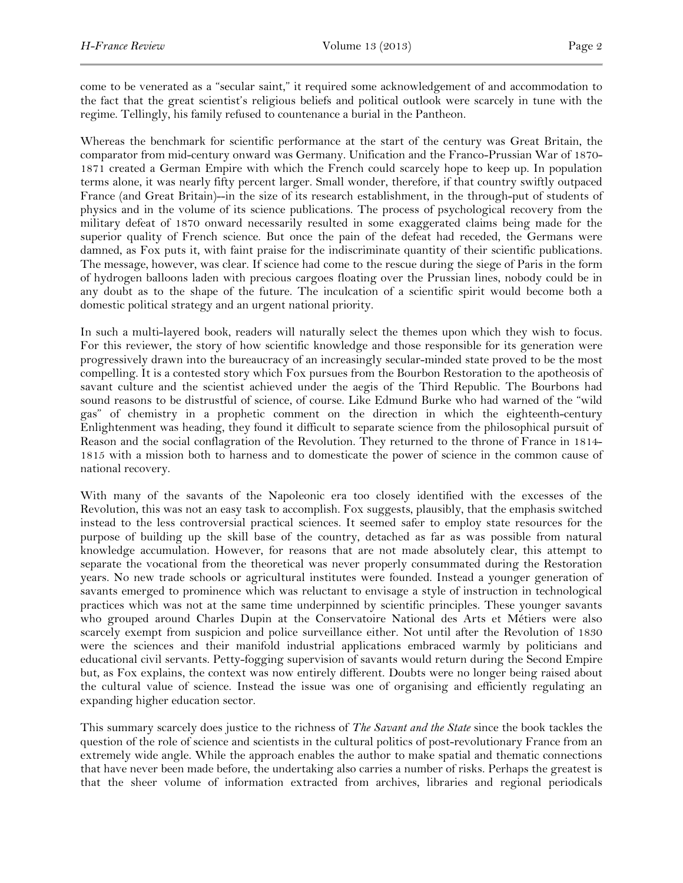come to be venerated as a "secular saint," it required some acknowledgement of and accommodation to the fact that the great scientist's religious beliefs and political outlook were scarcely in tune with the regime. Tellingly, his family refused to countenance a burial in the Pantheon.

Whereas the benchmark for scientific performance at the start of the century was Great Britain, the comparator from mid-century onward was Germany. Unification and the Franco-Prussian War of 1870-1871 created a German Empire with which the French could scarcely hope to keep up. In population terms alone, it was nearly fifty percent larger. Small wonder, therefore, if that country swiftly outpaced France (and Great Britain)--in the size of its research establishment, in the through-put of students of physics and in the volume of its science publications. The process of psychological recovery from the military defeat of 1870 onward necessarily resulted in some exaggerated claims being made for the superior quality of French science. But once the pain of the defeat had receded, the Germans were damned, as Fox puts it, with faint praise for the indiscriminate quantity of their scientific publications. The message, however, was clear. If science had come to the rescue during the siege of Paris in the form of hydrogen balloons laden with precious cargoes floating over the Prussian lines, nobody could be in any doubt as to the shape of the future. The inculcation of a scientific spirit would become both a domestic political strategy and an urgent national priority.

In such a multi-layered book, readers will naturally select the themes upon which they wish to focus. For this reviewer, the story of how scientific knowledge and those responsible for its generation were progressively drawn into the bureaucracy of an increasingly secular-minded state proved to be the most compelling. It is a contested story which Fox pursues from the Bourbon Restoration to the apotheosis of savant culture and the scientist achieved under the aegis of the Third Republic. The Bourbons had sound reasons to be distrustful of science, of course. Like Edmund Burke who had warned of the "wild gas" of chemistry in a prophetic comment on the direction in which the eighteenth-century Enlightenment was heading, they found it difficult to separate science from the philosophical pursuit of Reason and the social conflagration of the Revolution. They returned to the throne of France in 1814-1815 with a mission both to harness and to domesticate the power of science in the common cause of national recovery.

With many of the savants of the Napoleonic era too closely identified with the excesses of the Revolution, this was not an easy task to accomplish. Fox suggests, plausibly, that the emphasis switched instead to the less controversial practical sciences. It seemed safer to employ state resources for the purpose of building up the skill base of the country, detached as far as was possible from natural knowledge accumulation. However, for reasons that are not made absolutely clear, this attempt to separate the vocational from the theoretical was never properly consummated during the Restoration years. No new trade schools or agricultural institutes were founded. Instead a younger generation of savants emerged to prominence which was reluctant to envisage a style of instruction in technological practices which was not at the same time underpinned by scientific principles. These younger savants who grouped around Charles Dupin at the Conservatoire National des Arts et Métiers were also scarcely exempt from suspicion and police surveillance either. Not until after the Revolution of 1830 were the sciences and their manifold industrial applications embraced warmly by politicians and educational civil servants. Petty-fogging supervision of savants would return during the Second Empire but, as Fox explains, the context was now entirely different. Doubts were no longer being raised about the cultural value of science. Instead the issue was one of organising and efficiently regulating an expanding higher education sector.

This summary scarcely does justice to the richness of *The Savant and the State* since the book tackles the question of the role of science and scientists in the cultural politics of post-revolutionary France from an extremely wide angle. While the approach enables the author to make spatial and thematic connections that have never been made before, the undertaking also carries a number of risks. Perhaps the greatest is that the sheer volume of information extracted from archives, libraries and regional periodicals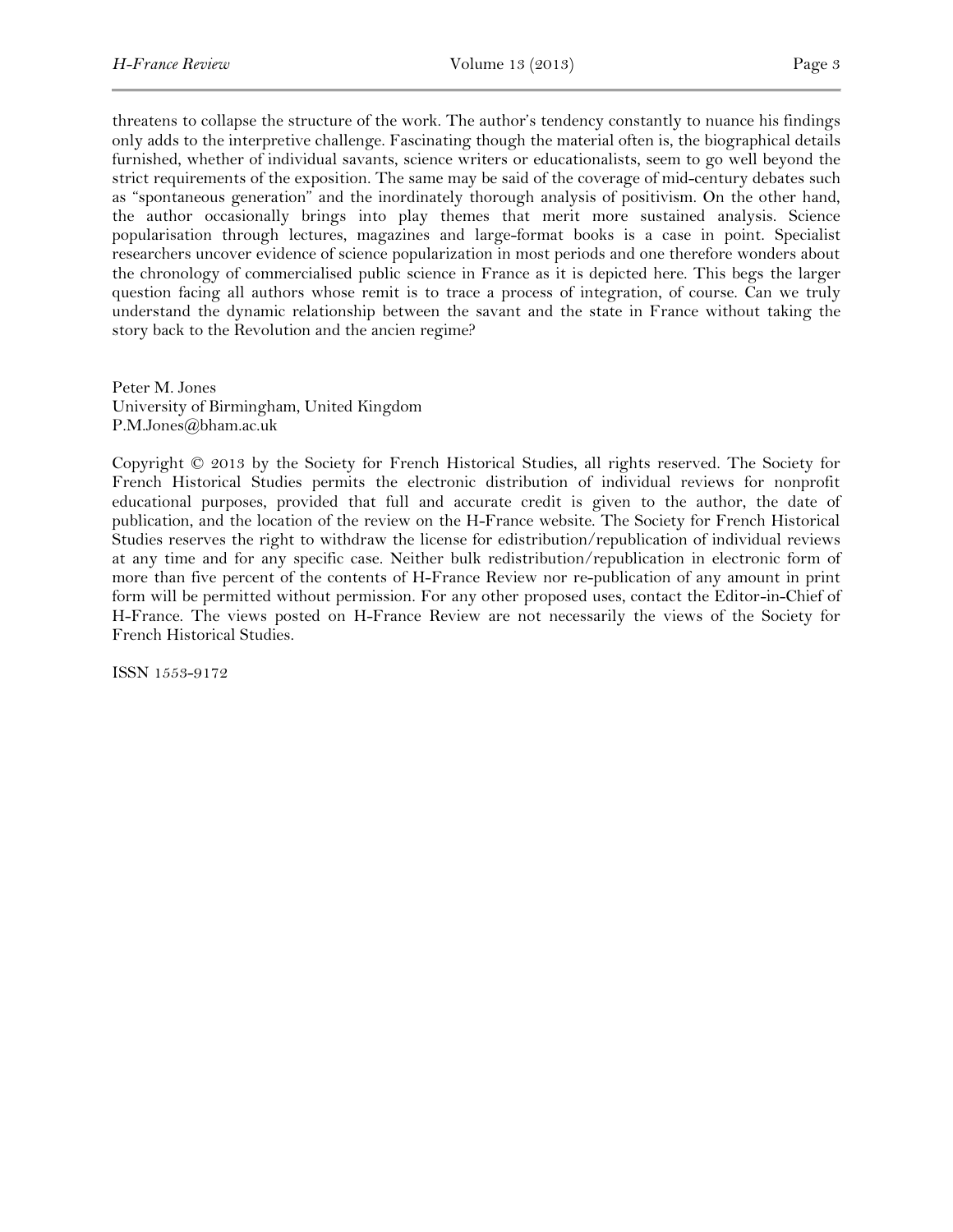threatens to collapse the structure of the work. The author's tendency constantly to nuance his findings only adds to the interpretive challenge. Fascinating though the material often is, the biographical details furnished, whether of individual savants, science writers or educationalists, seem to go well beyond the strict requirements of the exposition. The same may be said of the coverage of mid-century debates such as "spontaneous generation" and the inordinately thorough analysis of positivism. On the other hand, the author occasionally brings into play themes that merit more sustained analysis. Science popularisation through lectures, magazines and large-format books is a case in point. Specialist researchers uncover evidence of science popularization in most periods and one therefore wonders about the chronology of commercialised public science in France as it is depicted here. This begs the larger question facing all authors whose remit is to trace a process of integration, of course. Can we truly understand the dynamic relationship between the savant and the state in France without taking the story back to the Revolution and the ancien regime?

Peter M. Jones
University of Birmingham, United Kingdom
P.M.Jones@bham.ac.uk

Copyright © 2013 by the Society for French Historical Studies, all rights reserved. The Society for French Historical Studies permits the electronic distribution of individual reviews for nonprofit educational purposes, provided that full and accurate credit is given to the author, the date of publication, and the location of the review on the H-France website. The Society for French Historical Studies reserves the right to withdraw the license for edistribution/republication of individual reviews at any time and for any specific case. Neither bulk redistribution/republication in electronic form of more than five percent of the contents of H-France Review nor re-publication of any amount in print form will be permitted without permission. For any other proposed uses, contact the Editor-in-Chief of H-France. The views posted on H-France Review are not necessarily the views of the Society for French Historical Studies.

ISSN 1553-9172